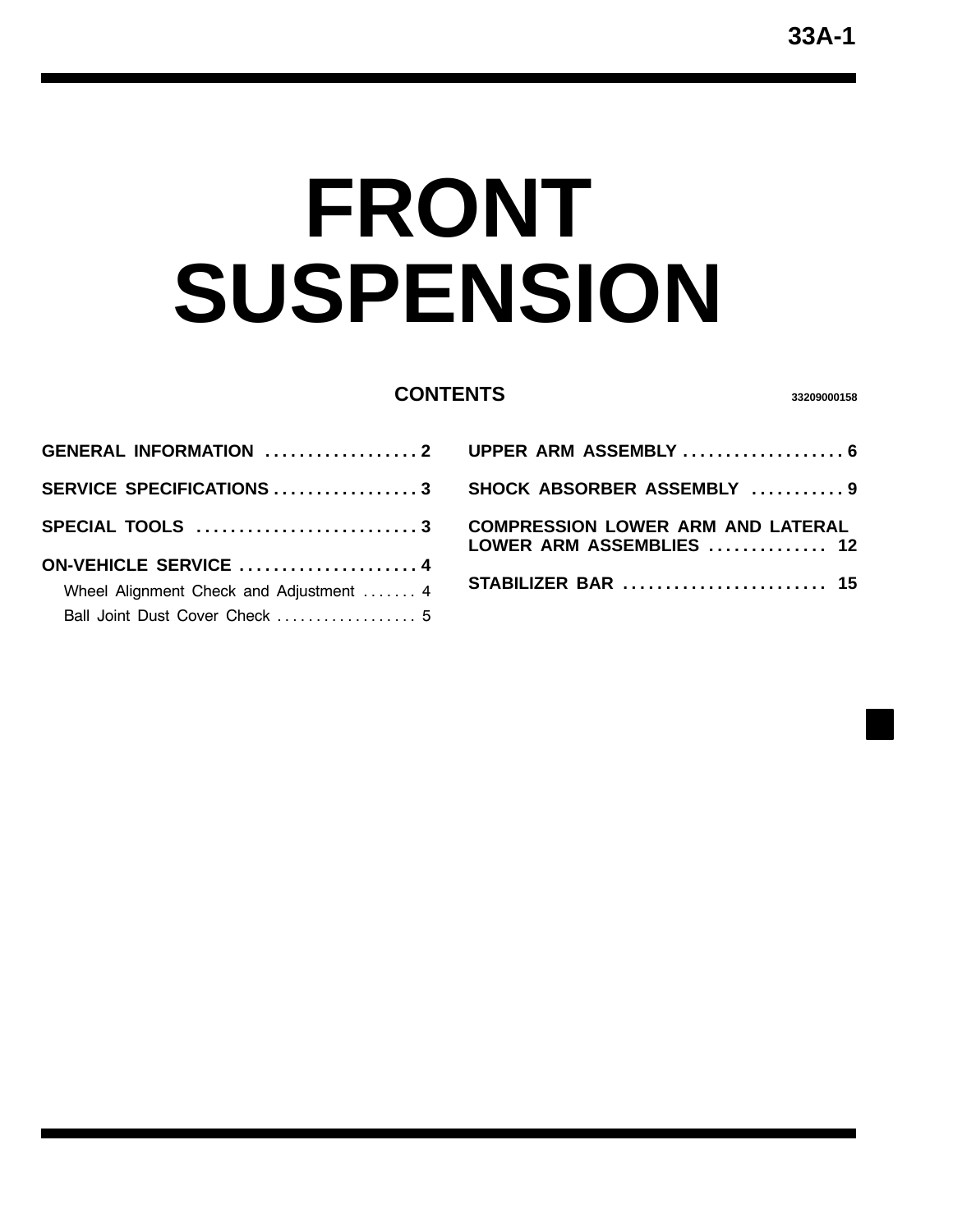# FRONT SUSPENSION

## CONTENTS

33209000158

**GENERAL INFORMATION** . . . . . . . . . . . . . . . . . . 2

**SERVICE SPECIFICATIONS** . . . . . . . . . . . . . . . . . 3

**SPECIAL TOOLS** . . . . . . . . . . . . . . . . . . . . . . . . . . 3

**ON-VEHICLE SERVICE** . . . . . . . . . . . . . . . . . . . . . 4

- Wheel Alignment Check and Adjustment . . . . . . . 4
- Ball Joint Dust Cover Check . . . . . . . . . . . . . . . . . . 5

**UPPER ARM ASSEMBLY** . . . . . . . . . . . . . . . . . . . 6

**SHOCK ABSORBER ASSEMBLY** . . . . . . . . . . . 9

**COMPRESSION LOWER ARM AND LATERAL LOWER ARM ASSEMBLIES** . . . . . . . . . . . . . . 12

**STABILIZER BAR** . . . . . . . . . . . . . . . . . . . . . . . . 15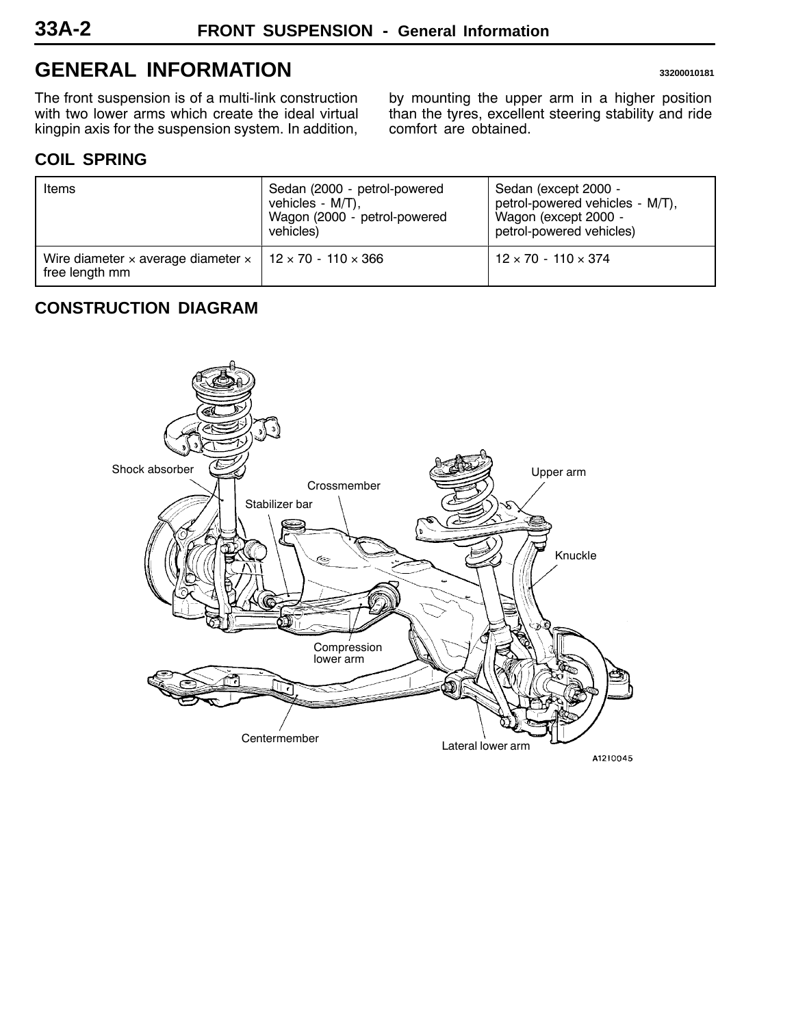## GENERAL INFORMATION

33200010181

The front suspension is of a multi-link construction with two lower arms which create the ideal virtual kingpin axis for the suspension system. In addition, by mounting the upper arm in a higher position than the tyres, excellent steering stability and ride comfort are obtained.

### COIL SPRING

| Items | Sedan (2000 - petrol-powered vehicles - M/T), Wagon (2000 - petrol-powered vehicles) | Sedan (except 2000 - petrol-powered vehicles - M/T), Wagon (except 2000 - petrol-powered vehicles) |
|---|---|---|
| Wire diameter × average diameter × free length mm | 12 × 70 - 110 × 366 | 12 × 70 - 110 × 374 |

### CONSTRUCTION DIAGRAM

Shock absorber
Crossmember
Stabilizer bar
Upper arm
Knuckle
Compression lower arm
Centermember
Lateral lower arm

A1210045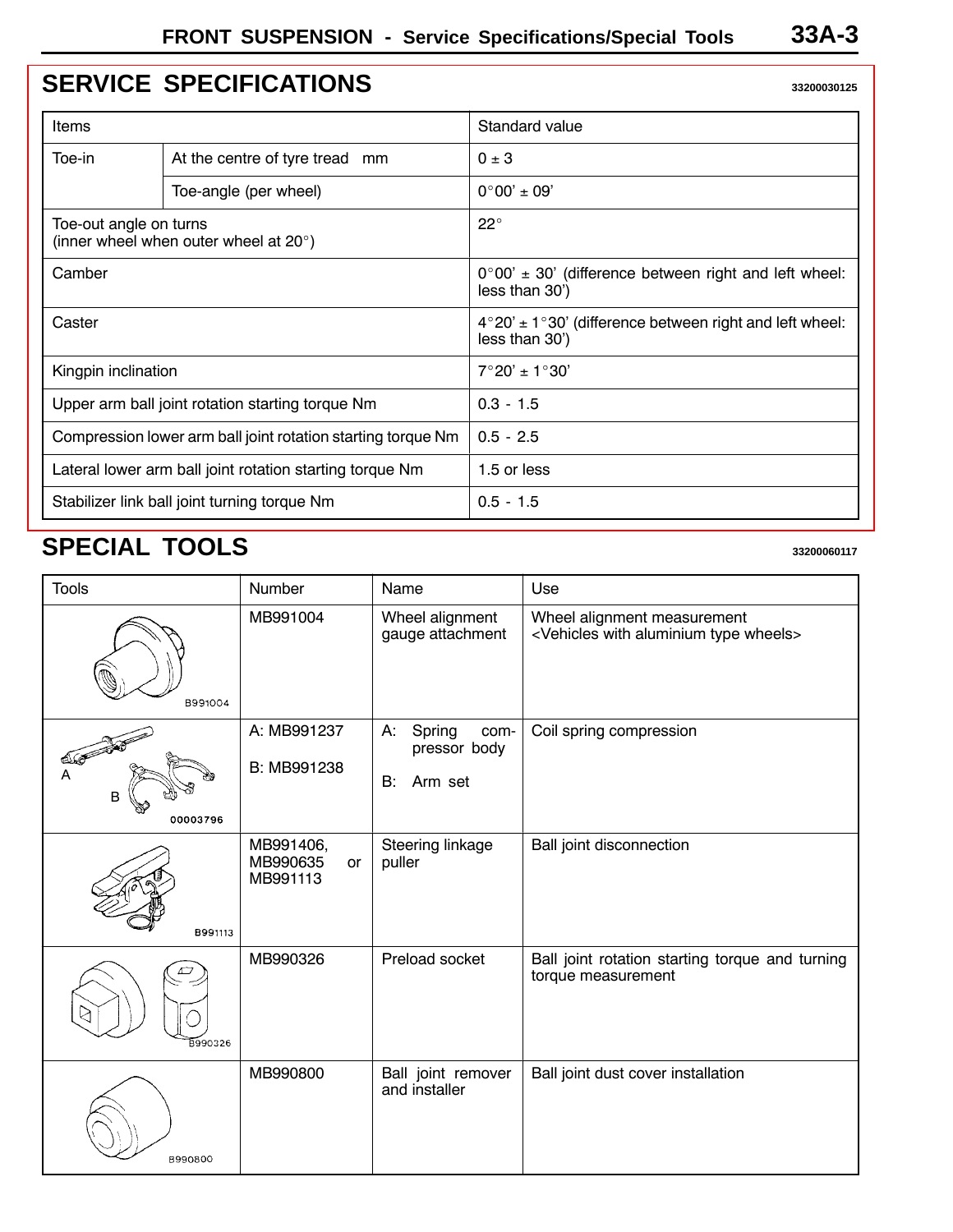## SERVICE SPECIFICATIONS

33200030125

| Items | | Standard value |
|---|---|---|
| Toe-in | At the centre of tyre tread mm | 0 ± 3 |
| | Toe-angle (per wheel) | 0°00' ± 09' |
| Toe-out angle on turns (inner wheel when outer wheel at 20°) | | 22° |
| Camber | | 0°00' ± 30' (difference between right and left wheel: less than 30') |
| Caster | | 4°20' ± 1°30' (difference between right and left wheel: less than 30') |
| Kingpin inclination | | 7°20' ± 1°30' |
| Upper arm ball joint rotation starting torque Nm | | 0.3 - 1.5 |
| Compression lower arm ball joint rotation starting torque Nm | | 0.5 - 2.5 |
| Lateral lower arm ball joint rotation starting torque Nm | | 1.5 or less |
| Stabilizer link ball joint turning torque Nm | | 0.5 - 1.5 |

## SPECIAL TOOLS

33200060117

| Tools | Number | Name | Use |
|---|---|---|---|
| B991004 | MB991004 | Wheel alignment gauge attachment | Wheel alignment measurement <Vehicles with aluminium type wheels> |
| A, B 00003796 | A: MB991237<br>B: MB991238 | A: Spring compressor body<br>B: Arm set | Coil spring compression |
| B991113 | MB991406, MB990635 or MB991113 | Steering linkage puller | Ball joint disconnection |
| B990326 | MB990326 | Preload socket | Ball joint rotation starting torque and turning torque measurement |
| B990800 | MB990800 | Ball joint remover and installer | Ball joint dust cover installation |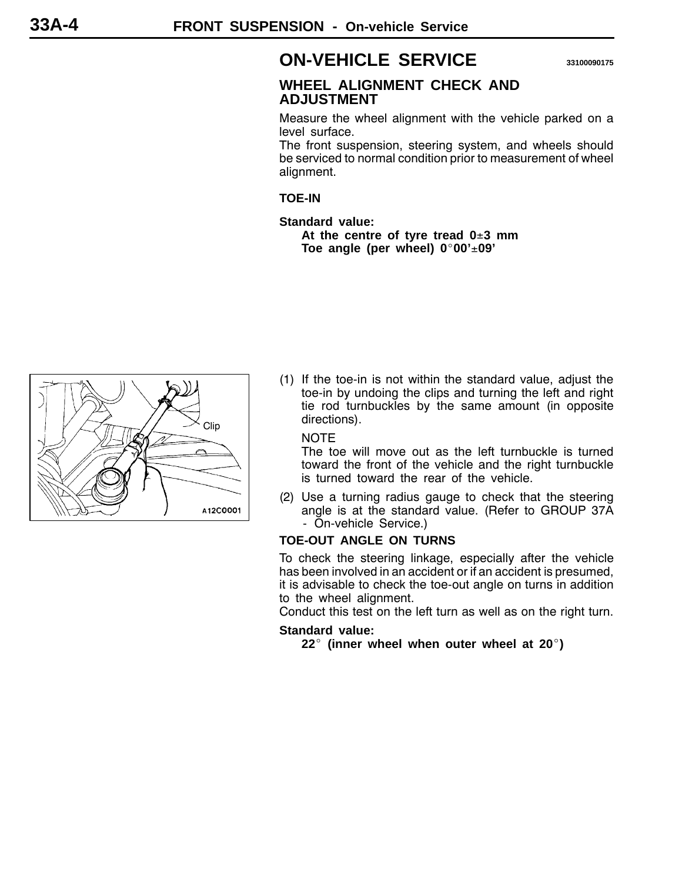## ON-VEHICLE SERVICE

33100090175

### WHEEL ALIGNMENT CHECK AND ADJUSTMENT

Measure the wheel alignment with the vehicle parked on a level surface.

The front suspension, steering system, and wheels should be serviced to normal condition prior to measurement of wheel alignment.

#### TOE-IN

**Standard value:**

**At the centre of tyre tread 0±3 mm**
**Toe angle (per wheel) 0°00'±09'**

Clip

A12C0001

(1) If the toe-in is not within the standard value, adjust the toe-in by undoing the clips and turning the left and right tie rod turnbuckles by the same amount (in opposite directions).

NOTE
The toe will move out as the left turnbuckle is turned toward the front of the vehicle and the right turnbuckle is turned toward the rear of the vehicle.

(2) Use a turning radius gauge to check that the steering angle is at the standard value. (Refer to GROUP 37A - On-vehicle Service.)

#### TOE-OUT ANGLE ON TURNS

To check the steering linkage, especially after the vehicle has been involved in an accident or if an accident is presumed, it is advisable to check the toe-out angle on turns in addition to the wheel alignment.

Conduct this test on the left turn as well as on the right turn.

**Standard value:**

**22° (inner wheel when outer wheel at 20°)**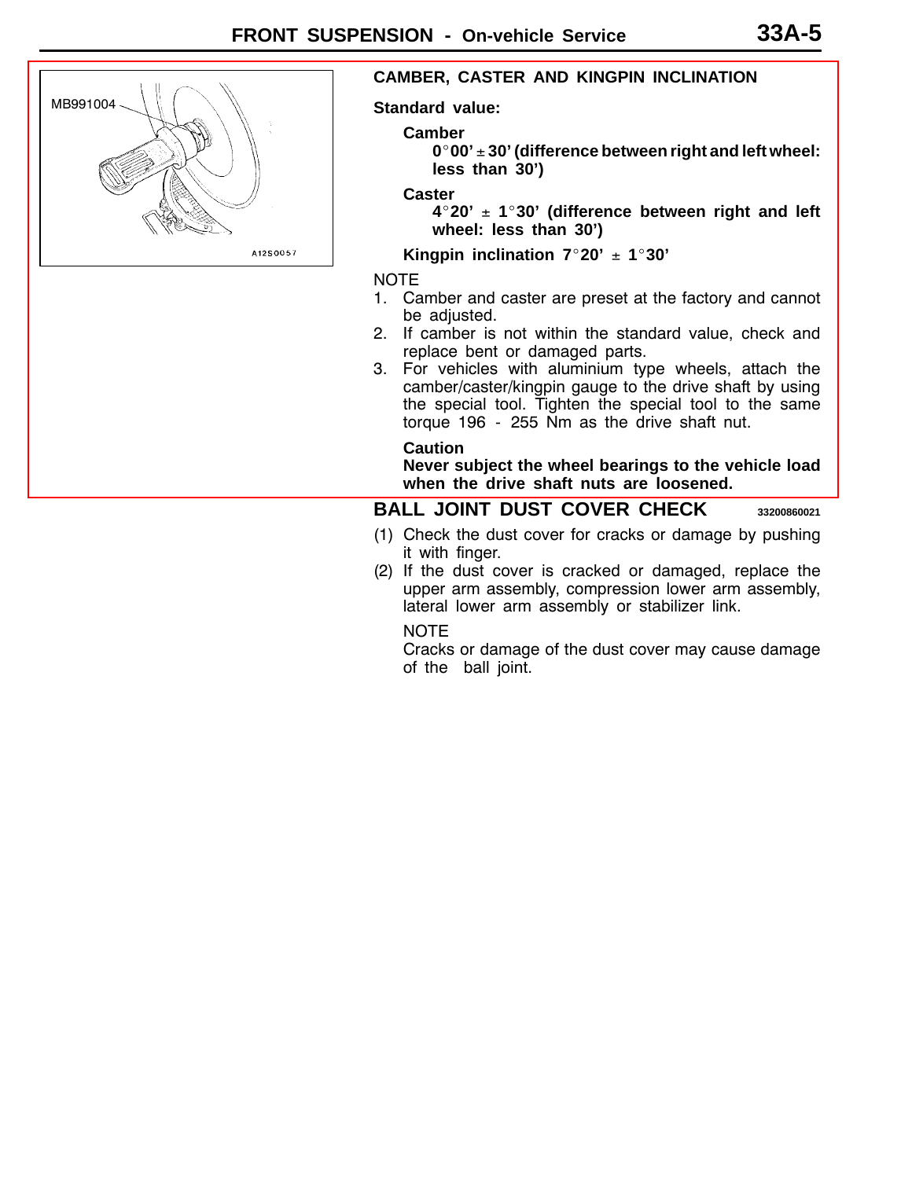## CAMBER, CASTER AND KINGPIN INCLINATION

MB991004

A12S0057

**Standard value:**

**Camber**

**0°00' ± 30' (difference between right and left wheel: less than 30')**

**Caster**

**4°20' ± 1°30' (difference between right and left wheel: less than 30')**

**Kingpin inclination 7°20' ± 1°30'**

NOTE

1. Camber and caster are preset at the factory and cannot be adjusted.
2. If camber is not within the standard value, check and replace bent or damaged parts.
3. For vehicles with aluminium type wheels, attach the camber/caster/kingpin gauge to the drive shaft by using the special tool. Tighten the special tool to the same torque 196 - 255 Nm as the drive shaft nut.

**Caution**

**Never subject the wheel bearings to the vehicle load when the drive shaft nuts are loosened.**

## BALL JOINT DUST COVER CHECK

33200860021

(1) Check the dust cover for cracks or damage by pushing it with finger.

(2) If the dust cover is cracked or damaged, replace the upper arm assembly, compression lower arm assembly, lateral lower arm assembly or stabilizer link.

NOTE

Cracks or damage of the dust cover may cause damage of the ball joint.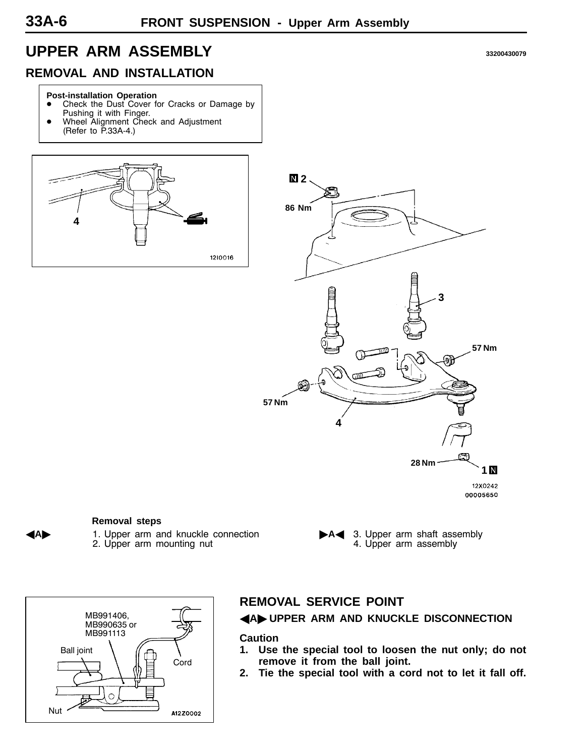# UPPER ARM ASSEMBLY

33200430079

## REMOVAL AND INSTALLATION

**Post-installation Operation**
- Check the Dust Cover for Cracks or Damage by Pushing it with Finger.
- Wheel Alignment Check and Adjustment (Refer to P.33A-4.)

**Removal steps**

◀A▶ 1. Upper arm and knuckle connection
2. Upper arm mounting nut

▶A◀ 3. Upper arm shaft assembly
4. Upper arm assembly

## REMOVAL SERVICE POINT

### ◀A▶ UPPER ARM AND KNUCKLE DISCONNECTION

**Caution**

1. **Use the special tool to loosen the nut only; do not remove it from the ball joint.**
2. **Tie the special tool with a cord not to let it fall off.**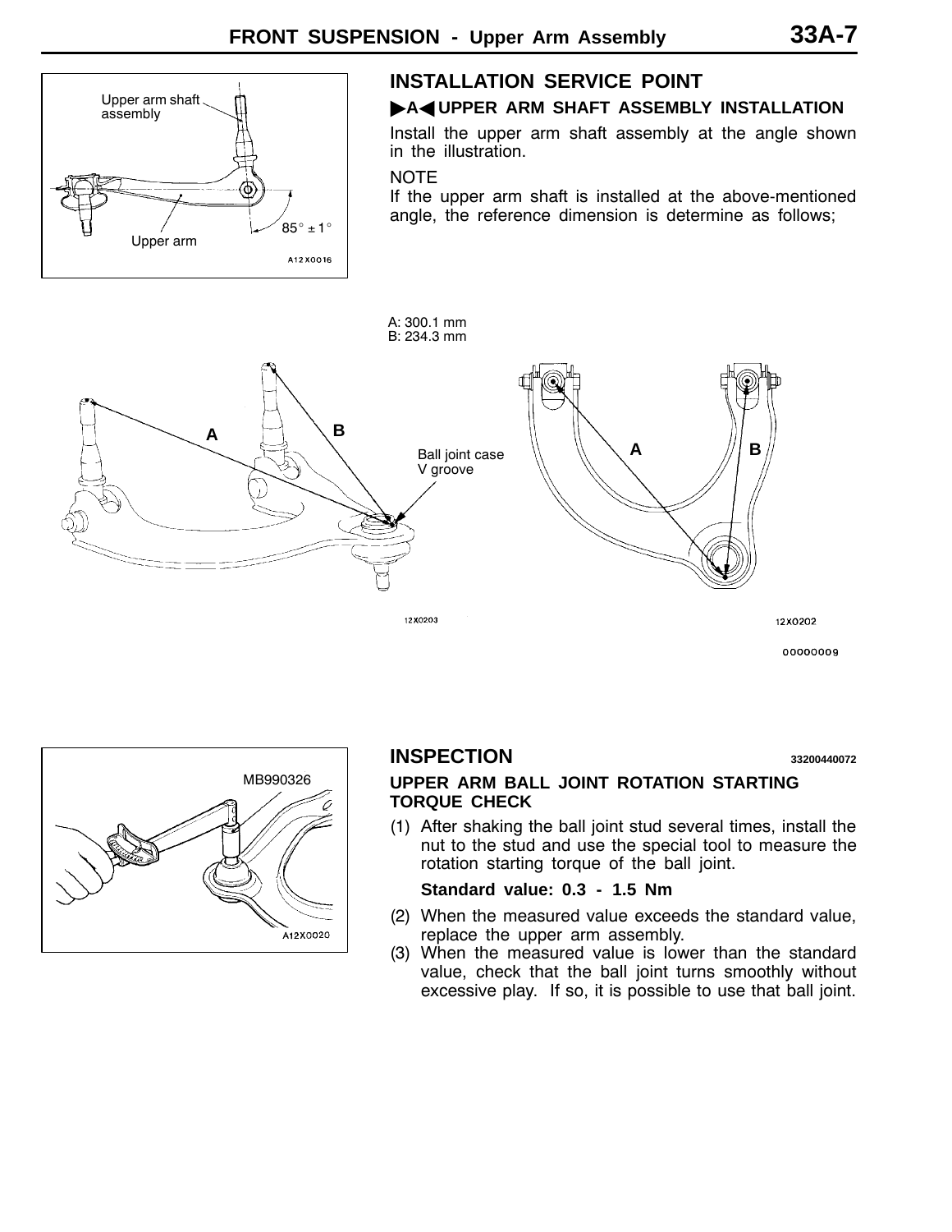## INSTALLATION SERVICE POINT

### ▶A◀ UPPER ARM SHAFT ASSEMBLY INSTALLATION

Install the upper arm shaft assembly at the angle shown in the illustration.

NOTE

If the upper arm shaft is installed at the above-mentioned angle, the reference dimension is determine as follows;

A: 300.1 mm
B: 234.3 mm

## INSPECTION

33200440072

### UPPER ARM BALL JOINT ROTATION STARTING TORQUE CHECK

(1) After shaking the ball joint stud several times, install the nut to the stud and use the special tool to measure the rotation starting torque of the ball joint.

**Standard value: 0.3 - 1.5 Nm**

(2) When the measured value exceeds the standard value, replace the upper arm assembly.

(3) When the measured value is lower than the standard value, check that the ball joint turns smoothly without excessive play. If so, it is possible to use that ball joint.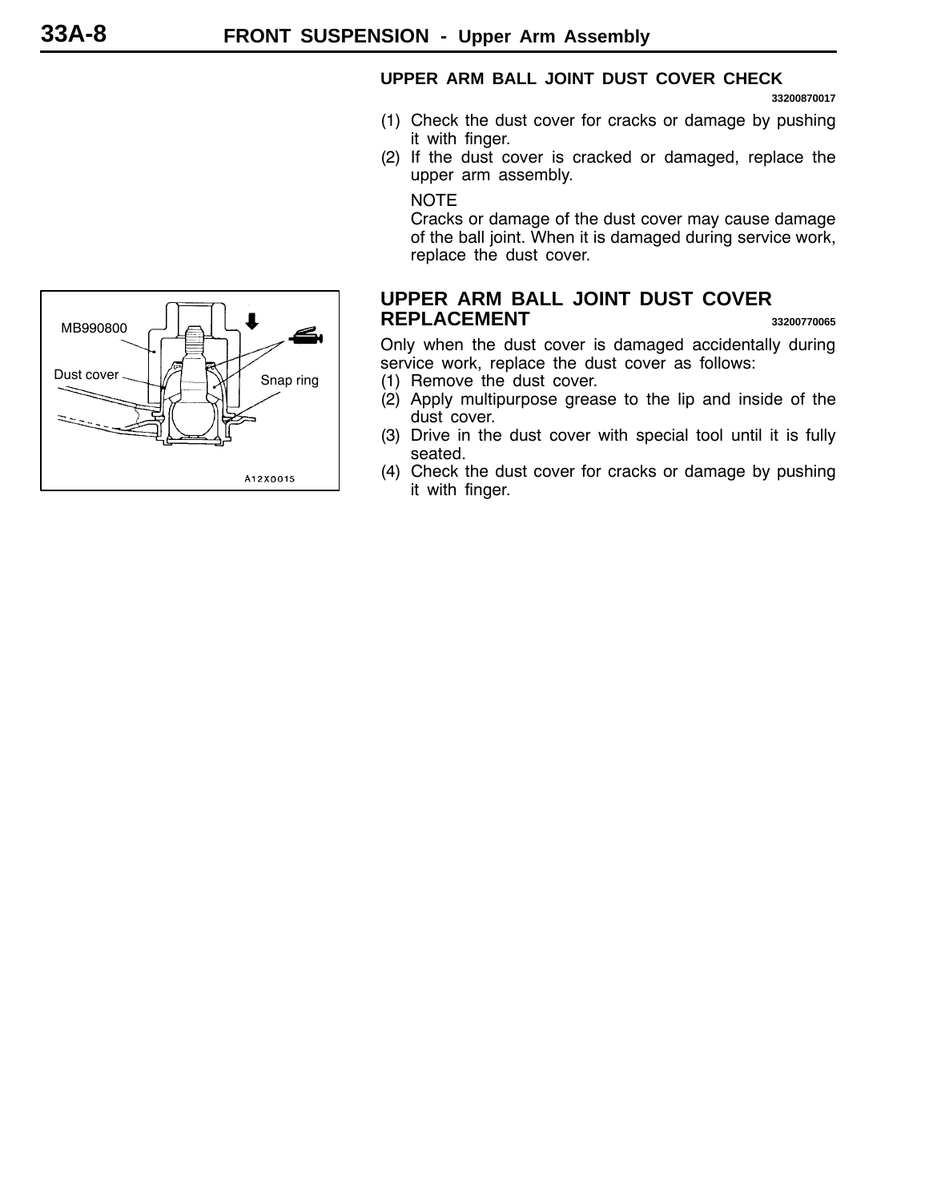## UPPER ARM BALL JOINT DUST COVER CHECK

33200870017

(1) Check the dust cover for cracks or damage by pushing it with finger.
(2) If the dust cover is cracked or damaged, replace the upper arm assembly.

NOTE
Cracks or damage of the dust cover may cause damage of the ball joint. When it is damaged during service work, replace the dust cover.

MB990800
Dust cover
Snap ring
A12X0015

## UPPER ARM BALL JOINT DUST COVER REPLACEMENT

33200770065

Only when the dust cover is damaged accidentally during service work, replace the dust cover as follows:

(1) Remove the dust cover.
(2) Apply multipurpose grease to the lip and inside of the dust cover.
(3) Drive in the dust cover with special tool until it is fully seated.
(4) Check the dust cover for cracks or damage by pushing it with finger.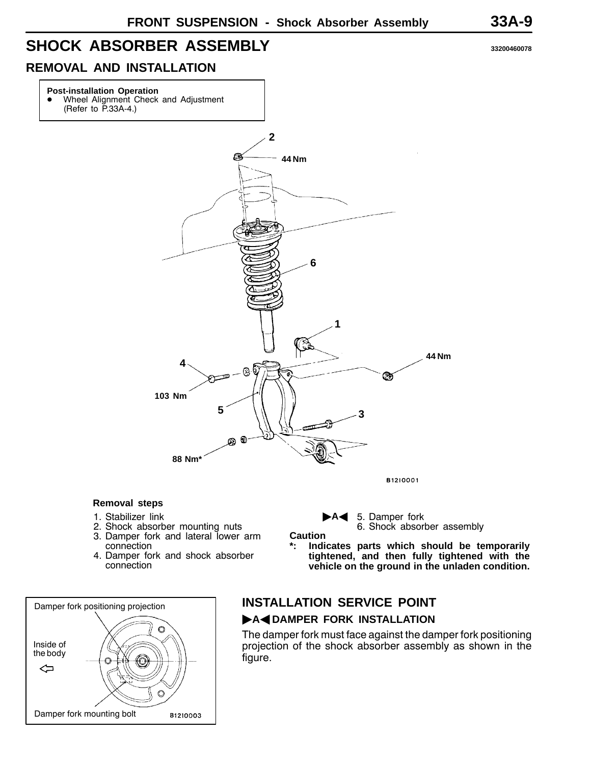# SHOCK ABSORBER ASSEMBLY

33200460078

## REMOVAL AND INSTALLATION

**Post-installation Operation**
- Wheel Alignment Check and Adjustment (Refer to P.33A-4.)

**Removal steps**

1. Stabilizer link
2. Shock absorber mounting nuts
3. Damper fork and lateral lower arm connection
4. Damper fork and shock absorber connection

▶A◀ 5. Damper fork

6. Shock absorber assembly

**Caution**

***: Indicates parts which should be temporarily tightened, and then fully tightened with the vehicle on the ground in the unladen condition.**

## INSTALLATION SERVICE POINT

### ▶A◀ DAMPER FORK INSTALLATION

The damper fork must face against the damper fork positioning projection of the shock absorber assembly as shown in the figure.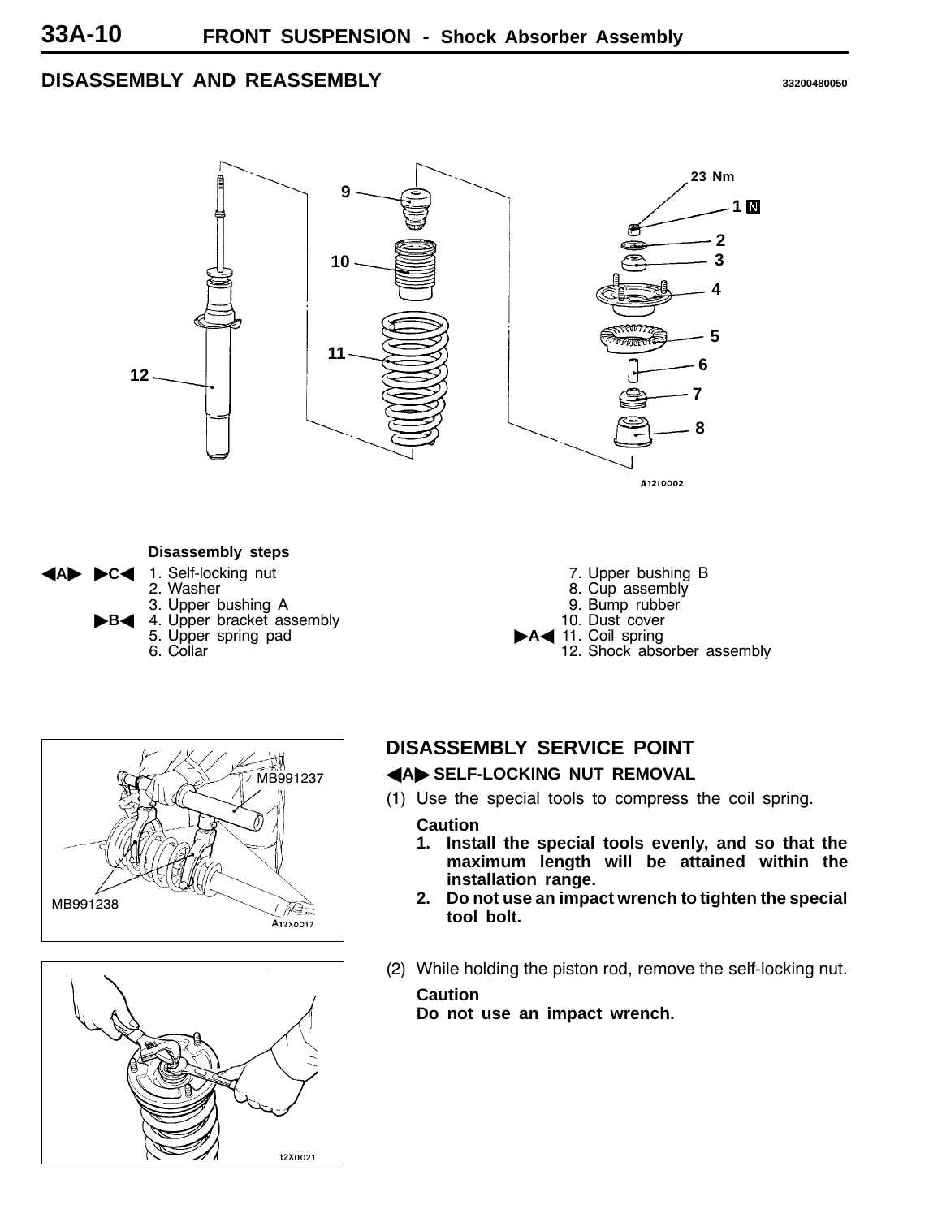## DISASSEMBLY AND REASSEMBLY

33200480050

### Disassembly steps

◀A▶ ▶C◀ 1. Self-locking nut
2. Washer
3. Upper bushing A
▶B◀ 4. Upper bracket assembly
5. Upper spring pad
6. Collar
7. Upper bushing B
8. Cup assembly
9. Bump rubber
10. Dust cover
▶A◀ 11. Coil spring
12. Shock absorber assembly

## DISASSEMBLY SERVICE POINT

### ◀A▶ SELF-LOCKING NUT REMOVAL

(1) Use the special tools to compress the coil spring.

**Caution**

1. **Install the special tools evenly, and so that the maximum length will be attained within the installation range.**
2. **Do not use an impact wrench to tighten the special tool bolt.**

(2) While holding the piston rod, remove the self-locking nut.

**Caution**

**Do not use an impact wrench.**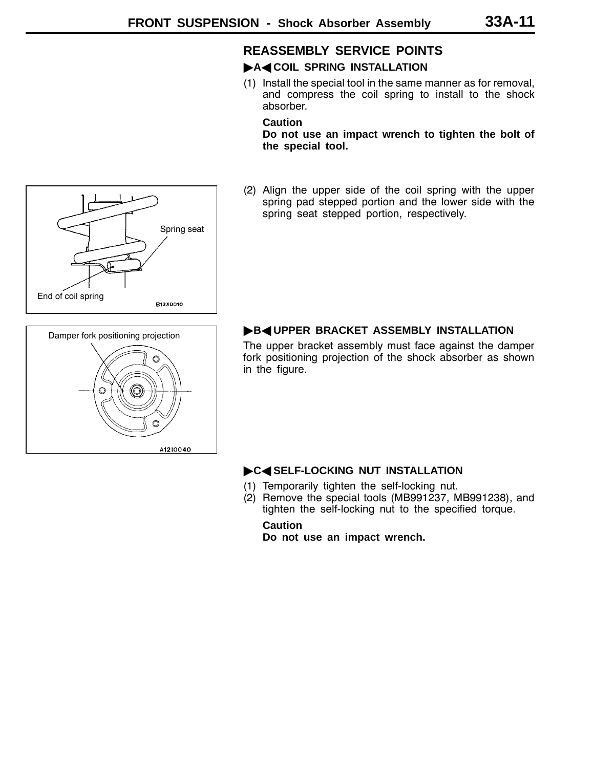## REASSEMBLY SERVICE POINTS

### ▶A◀ COIL SPRING INSTALLATION

(1) Install the special tool in the same manner as for removal, and compress the coil spring to install to the shock absorber.

**Caution**
**Do not use an impact wrench to tighten the bolt of the special tool.**

Spring seat

End of coil spring

B12X0010

(2) Align the upper side of the coil spring with the upper spring pad stepped portion and the lower side with the spring seat stepped portion, respectively.

Damper fork positioning projection

A12I0040

### ▶B◀ UPPER BRACKET ASSEMBLY INSTALLATION

The upper bracket assembly must face against the damper fork positioning projection of the shock absorber as shown in the figure.

### ▶C◀ SELF-LOCKING NUT INSTALLATION

(1) Temporarily tighten the self-locking nut.
(2) Remove the special tools (MB991237, MB991238), and tighten the self-locking nut to the specified torque.

**Caution**
**Do not use an impact wrench.**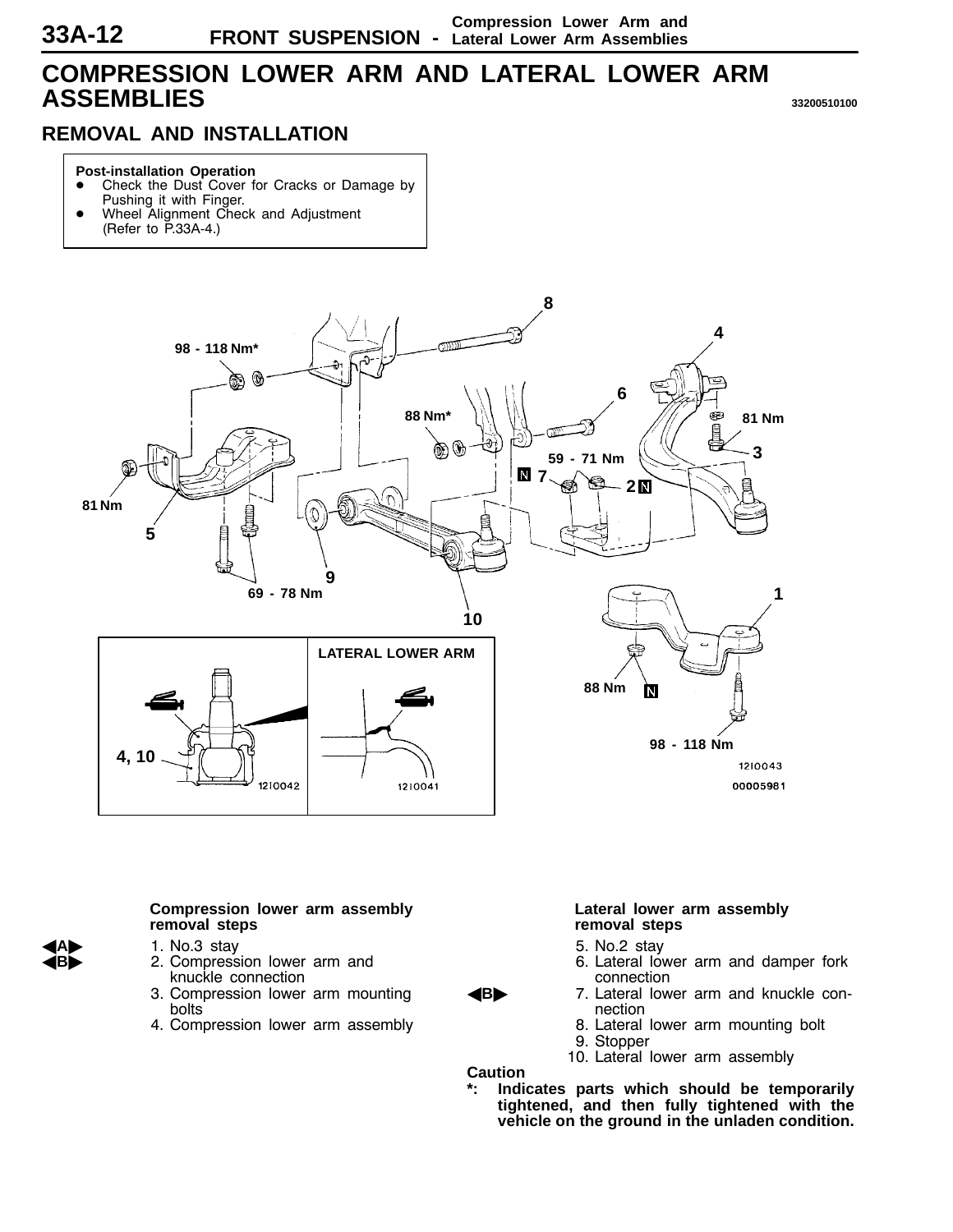# COMPRESSION LOWER ARM AND LATERAL LOWER ARM ASSEMBLIES

33200510100

## REMOVAL AND INSTALLATION

**Post-installation Operation**

- Check the Dust Cover for Cracks or Damage by Pushing it with Finger.
- Wheel Alignment Check and Adjustment (Refer to P.33A-4.)

**Compression lower arm assembly removal steps**

◀A▶ 1. No.3 stay

◀B▶ 2. Compression lower arm and knuckle connection

3. Compression lower arm mounting bolts
4. Compression lower arm assembly

**Lateral lower arm assembly removal steps**

5. No.2 stay
6. Lateral lower arm and damper fork connection

◀B▶ 7. Lateral lower arm and knuckle connection

8. Lateral lower arm mounting bolt
9. Stopper
10. Lateral lower arm assembly

**Caution**

***: Indicates parts which should be temporarily tightened, and then fully tightened with the vehicle on the ground in the unladen condition.**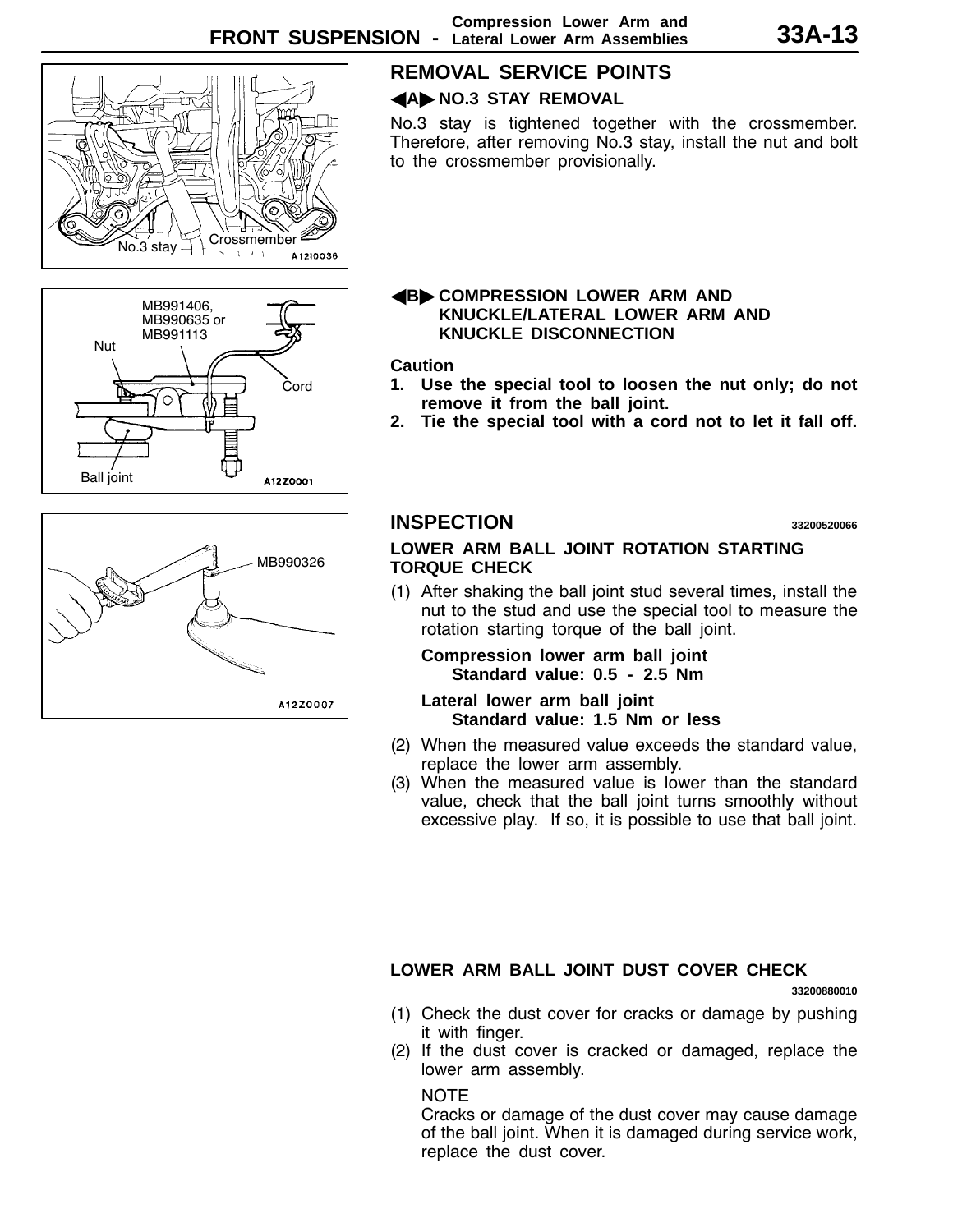## REMOVAL SERVICE POINTS

### ◀A▶ NO.3 STAY REMOVAL

No.3 stay is tightened together with the crossmember. Therefore, after removing No.3 stay, install the nut and bolt to the crossmember provisionally.

### ◀B▶ COMPRESSION LOWER ARM AND KNUCKLE/LATERAL LOWER ARM AND KNUCKLE DISCONNECTION

**Caution**

1. **Use the special tool to loosen the nut only; do not remove it from the ball joint.**
2. **Tie the special tool with a cord not to let it fall off.**

## INSPECTION

33200520066

### LOWER ARM BALL JOINT ROTATION STARTING TORQUE CHECK

(1) After shaking the ball joint stud several times, install the nut to the stud and use the special tool to measure the rotation starting torque of the ball joint.

**Compression lower arm ball joint**
**Standard value: 0.5 - 2.5 Nm**

**Lateral lower arm ball joint**
**Standard value: 1.5 Nm or less**

(2) When the measured value exceeds the standard value, replace the lower arm assembly.

(3) When the measured value is lower than the standard value, check that the ball joint turns smoothly without excessive play. If so, it is possible to use that ball joint.

### LOWER ARM BALL JOINT DUST COVER CHECK

33200880010

(1) Check the dust cover for cracks or damage by pushing it with finger.

(2) If the dust cover is cracked or damaged, replace the lower arm assembly.

NOTE
Cracks or damage of the dust cover may cause damage of the ball joint. When it is damaged during service work, replace the dust cover.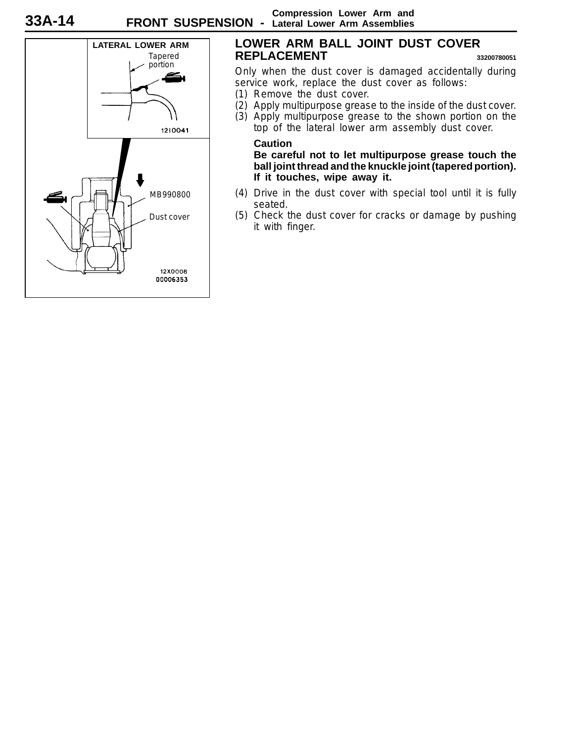## LOWER ARM BALL JOINT DUST COVER REPLACEMENT

33200780051

Only when the dust cover is damaged accidentally during service work, replace the dust cover as follows:

(1) Remove the dust cover.
(2) Apply multipurpose grease to the inside of the dust cover.
(3) Apply multipurpose grease to the shown portion on the top of the lateral lower arm assembly dust cover.

**Caution**
**Be careful not to let multipurpose grease touch the ball joint thread and the knuckle joint (tapered portion). If it touches, wipe away it.**

(4) Drive in the dust cover with special tool until it is fully seated.
(5) Check the dust cover for cracks or damage by pushing it with finger.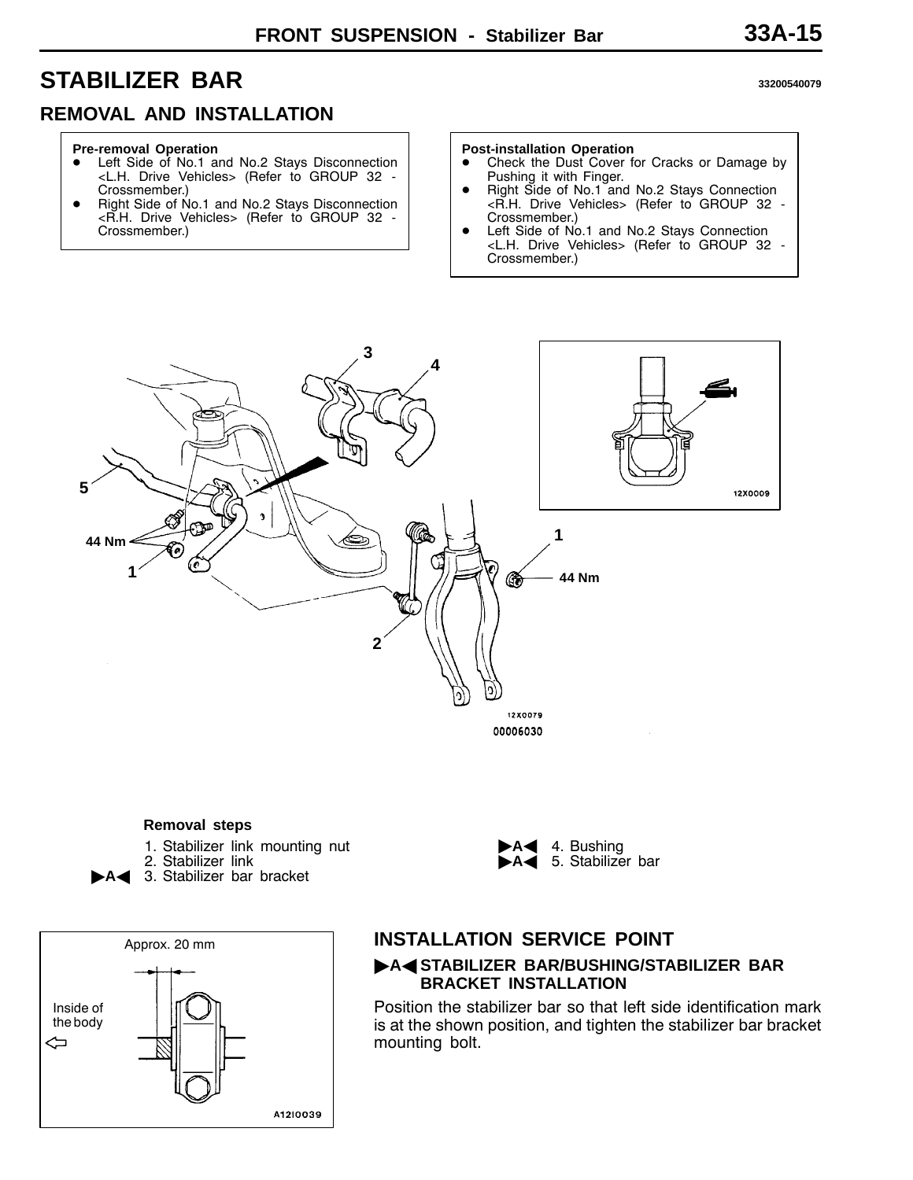# STABILIZER BAR

33200540079

## REMOVAL AND INSTALLATION

**Pre-removal Operation**

- Left Side of No.1 and No.2 Stays Disconnection <L.H. Drive Vehicles> (Refer to GROUP 32 - Crossmember.)
- Right Side of No.1 and No.2 Stays Disconnection <R.H. Drive Vehicles> (Refer to GROUP 32 - Crossmember.)

**Post-installation Operation**

- Check the Dust Cover for Cracks or Damage by Pushing it with Finger.
- Right Side of No.1 and No.2 Stays Connection <R.H. Drive Vehicles> (Refer to GROUP 32 - Crossmember.)
- Left Side of No.1 and No.2 Stays Connection <L.H. Drive Vehicles> (Refer to GROUP 32 - Crossmember.)

**Removal steps**

1. Stabilizer link mounting nut
2. Stabilizer link
3. ►A◄ Stabilizer bar bracket
4. ►A◄ Bushing
5. ►A◄ Stabilizer bar

## INSTALLATION SERVICE POINT

### ►A◄ STABILIZER BAR/BUSHING/STABILIZER BAR BRACKET INSTALLATION

Position the stabilizer bar so that left side identification mark is at the shown position, and tighten the stabilizer bar bracket mounting bolt.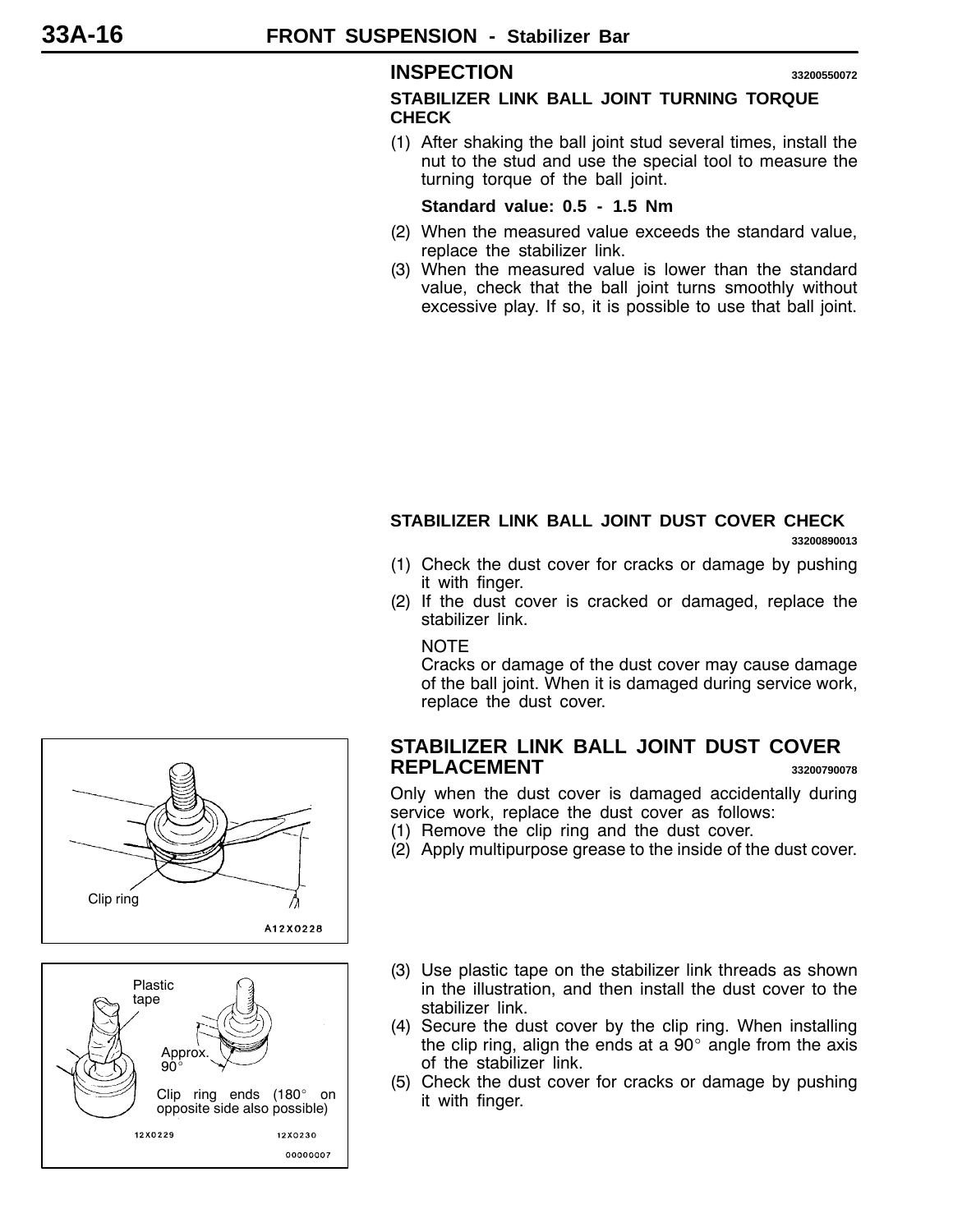## INSPECTION 33200550072

### STABILIZER LINK BALL JOINT TURNING TORQUE CHECK

(1) After shaking the ball joint stud several times, install the nut to the stud and use the special tool to measure the turning torque of the ball joint.

**Standard value: 0.5 - 1.5 Nm**

(2) When the measured value exceeds the standard value, replace the stabilizer link.
(3) When the measured value is lower than the standard value, check that the ball joint turns smoothly without excessive play. If so, it is possible to use that ball joint.

### STABILIZER LINK BALL JOINT DUST COVER CHECK 33200890013

(1) Check the dust cover for cracks or damage by pushing it with finger.
(2) If the dust cover is cracked or damaged, replace the stabilizer link.

NOTE
Cracks or damage of the dust cover may cause damage of the ball joint. When it is damaged during service work, replace the dust cover.

## STABILIZER LINK BALL JOINT DUST COVER REPLACEMENT 33200790078

Only when the dust cover is damaged accidentally during service work, replace the dust cover as follows:
(1) Remove the clip ring and the dust cover.
(2) Apply multipurpose grease to the inside of the dust cover.

Clip ring

A12X0228

(3) Use plastic tape on the stabilizer link threads as shown in the illustration, and then install the dust cover to the stabilizer link.
(4) Secure the dust cover by the clip ring. When installing the clip ring, align the ends at a 90° angle from the axis of the stabilizer link.
(5) Check the dust cover for cracks or damage by pushing it with finger.

Plastic tape

Approx. 90°

Clip ring ends (180° on opposite side also possible)

12X0229

12X0230

00000007